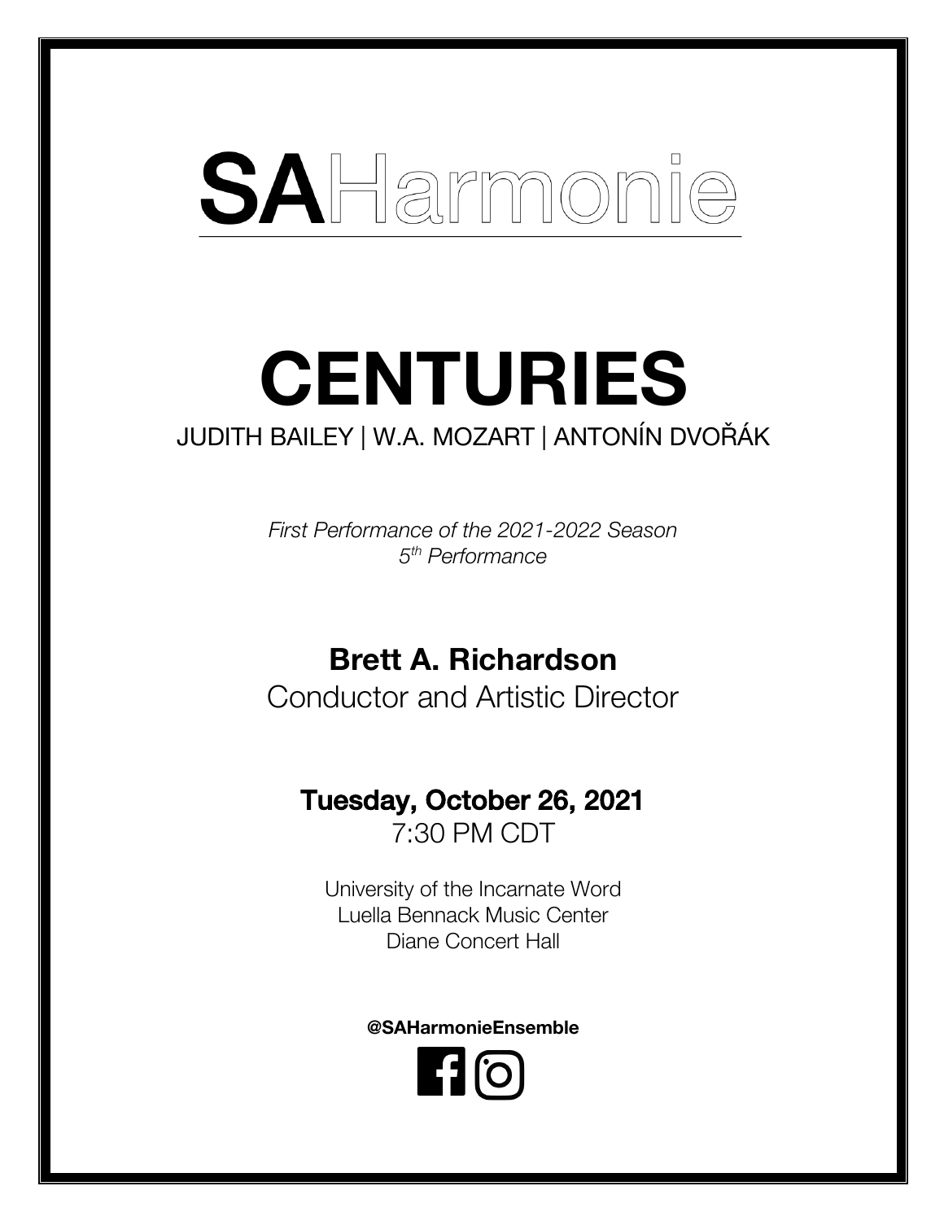# SAHarmonie

# CENTURIES

JUDITH BAILEY | W.A. MOZART | ANTONÍN DVOŘÁK

*First Performance of the 2021-2022 Season*
*5th Performance*

**Brett A. Richardson**
Conductor and Artistic Director

**Tuesday, October 26, 2021**
7:30 PM CDT

University of the Incarnate Word
Luella Bennack Music Center
Diane Concert Hall

**@SAHarmonieEnsemble**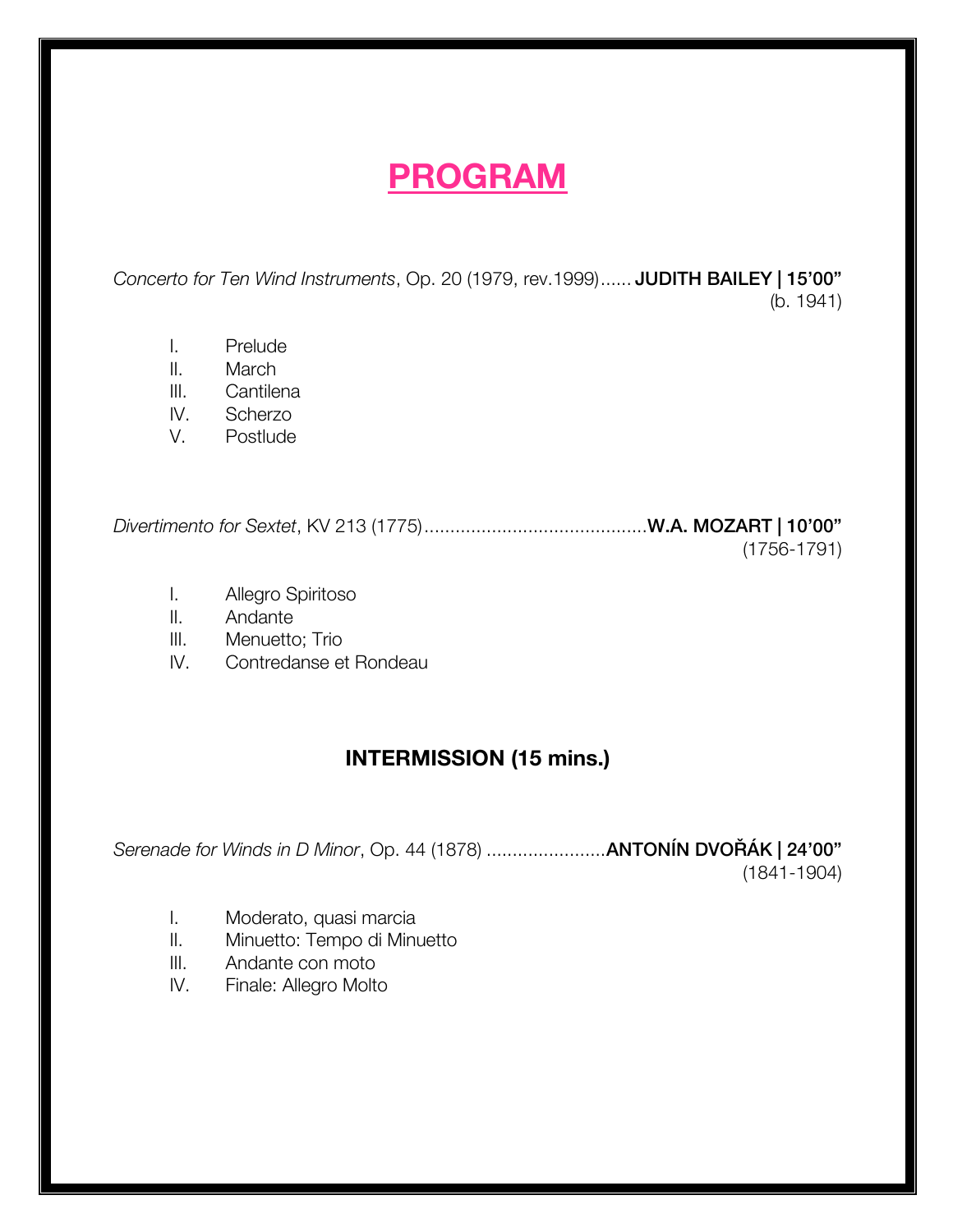# PROGRAM

*Concerto for Ten Wind Instruments*, Op. 20 (1979, rev.1999)...... **JUDITH BAILEY | 15'00"**
(b. 1941)

I. Prelude
II. March
III. Cantilena
IV. Scherzo
V. Postlude

*Divertimento for Sextet*, KV 213 (1775)...........................................**W.A. MOZART | 10'00"**
(1756-1791)

I. Allegro Spiritoso
II. Andante
III. Menuetto; Trio
IV. Contredanse et Rondeau

## INTERMISSION (15 mins.)

*Serenade for Winds in D Minor*, Op. 44 (1878) .......................**ANTONÍN DVOŘÁK | 24'00"**
(1841-1904)

I. Moderato, quasi marcia
II. Minuetto: Tempo di Minuetto
III. Andante con moto
IV. Finale: Allegro Molto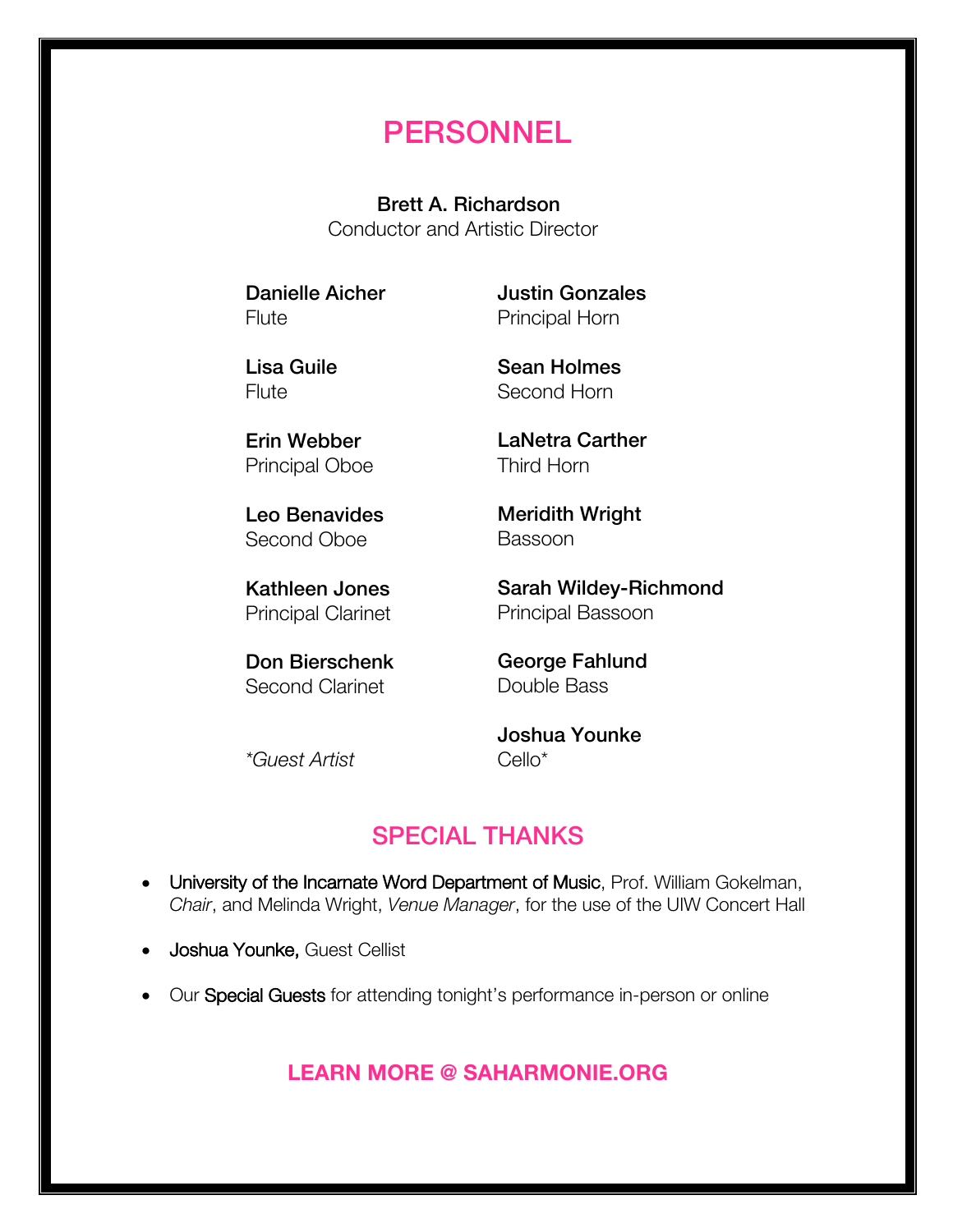# PERSONNEL

**Brett A. Richardson**
Conductor and Artistic Director

**Danielle Aicher**
Flute

**Lisa Guile**
Flute

**Erin Webber**
Principal Oboe

**Leo Benavides**
Second Oboe

**Kathleen Jones**
Principal Clarinet

**Don Bierschenk**
Second Clarinet

**Justin Gonzales**
Principal Horn

**Sean Holmes**
Second Horn

**LaNetra Carther**
Third Horn

**Meridith Wright**
Bassoon

**Sarah Wildey-Richmond**
Principal Bassoon

**George Fahlund**
Double Bass

**Joshua Younke**
Cello*

**Guest Artist*

## SPECIAL THANKS

- University of the Incarnate Word Department of Music, Prof. William Gokelman, *Chair*, and Melinda Wright, *Venue Manager*, for the use of the UIW Concert Hall
- Joshua Younke, Guest Cellist
- Our Special Guests for attending tonight's performance in-person or online

**LEARN MORE @ SAHARMONIE.ORG**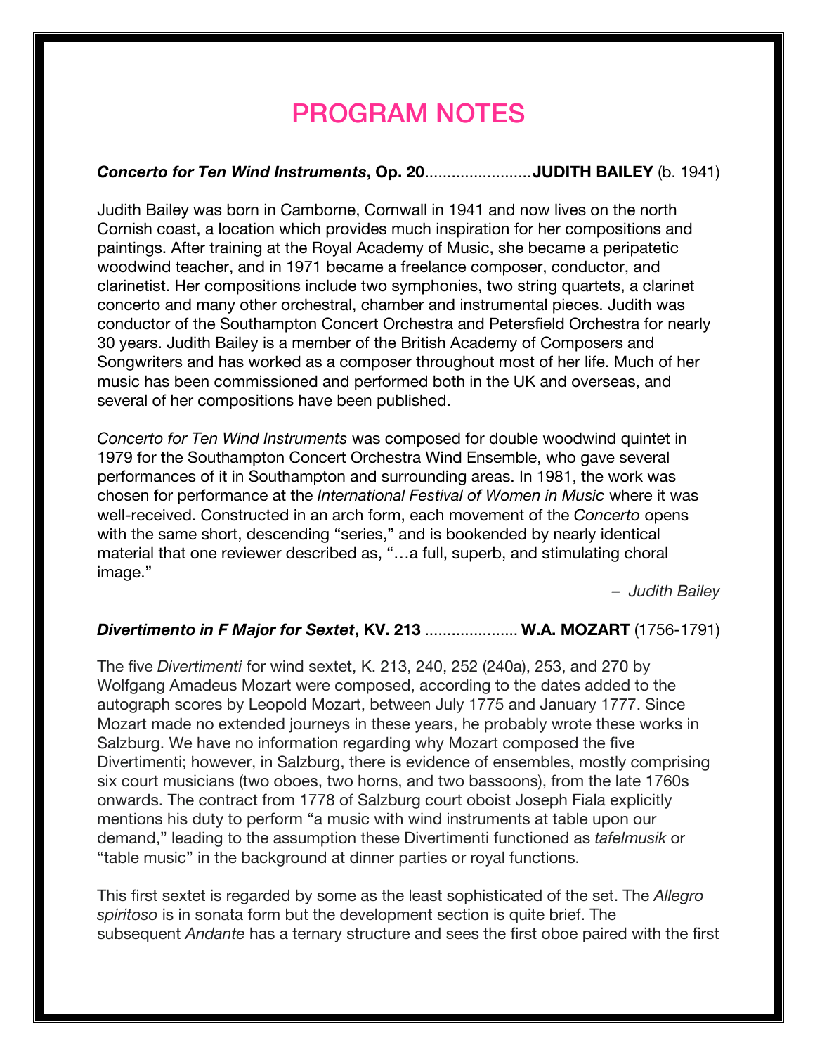# PROGRAM NOTES

***Concerto for Ten Wind Instruments*, Op. 20**........................**JUDITH BAILEY** (b. 1941)

Judith Bailey was born in Camborne, Cornwall in 1941 and now lives on the north Cornish coast, a location which provides much inspiration for her compositions and paintings. After training at the Royal Academy of Music, she became a peripatetic woodwind teacher, and in 1971 became a freelance composer, conductor, and clarinetist. Her compositions include two symphonies, two string quartets, a clarinet concerto and many other orchestral, chamber and instrumental pieces. Judith was conductor of the Southampton Concert Orchestra and Petersfield Orchestra for nearly 30 years. Judith Bailey is a member of the British Academy of Composers and Songwriters and has worked as a composer throughout most of her life. Much of her music has been commissioned and performed both in the UK and overseas, and several of her compositions have been published.

*Concerto for Ten Wind Instruments* was composed for double woodwind quintet in 1979 for the Southampton Concert Orchestra Wind Ensemble, who gave several performances of it in Southampton and surrounding areas. In 1981, the work was chosen for performance at the *International Festival of Women in Music* where it was well-received. Constructed in an arch form, each movement of the *Concerto* opens with the same short, descending "series," and is bookended by nearly identical material that one reviewer described as, "…a full, superb, and stimulating choral image."

– *Judith Bailey*

***Divertimento in F Major for Sextet*, KV. 213** ..................... **W.A. MOZART** (1756-1791)

The five *Divertimenti* for wind sextet, K. 213, 240, 252 (240a), 253, and 270 by Wolfgang Amadeus Mozart were composed, according to the dates added to the autograph scores by Leopold Mozart, between July 1775 and January 1777. Since Mozart made no extended journeys in these years, he probably wrote these works in Salzburg. We have no information regarding why Mozart composed the five Divertimenti; however, in Salzburg, there is evidence of ensembles, mostly comprising six court musicians (two oboes, two horns, and two bassoons), from the late 1760s onwards. The contract from 1778 of Salzburg court oboist Joseph Fiala explicitly mentions his duty to perform "a music with wind instruments at table upon our demand," leading to the assumption these Divertimenti functioned as *tafelmusik* or "table music" in the background at dinner parties or royal functions.

This first sextet is regarded by some as the least sophisticated of the set. The *Allegro spiritoso* is in sonata form but the development section is quite brief. The subsequent *Andante* has a ternary structure and sees the first oboe paired with the first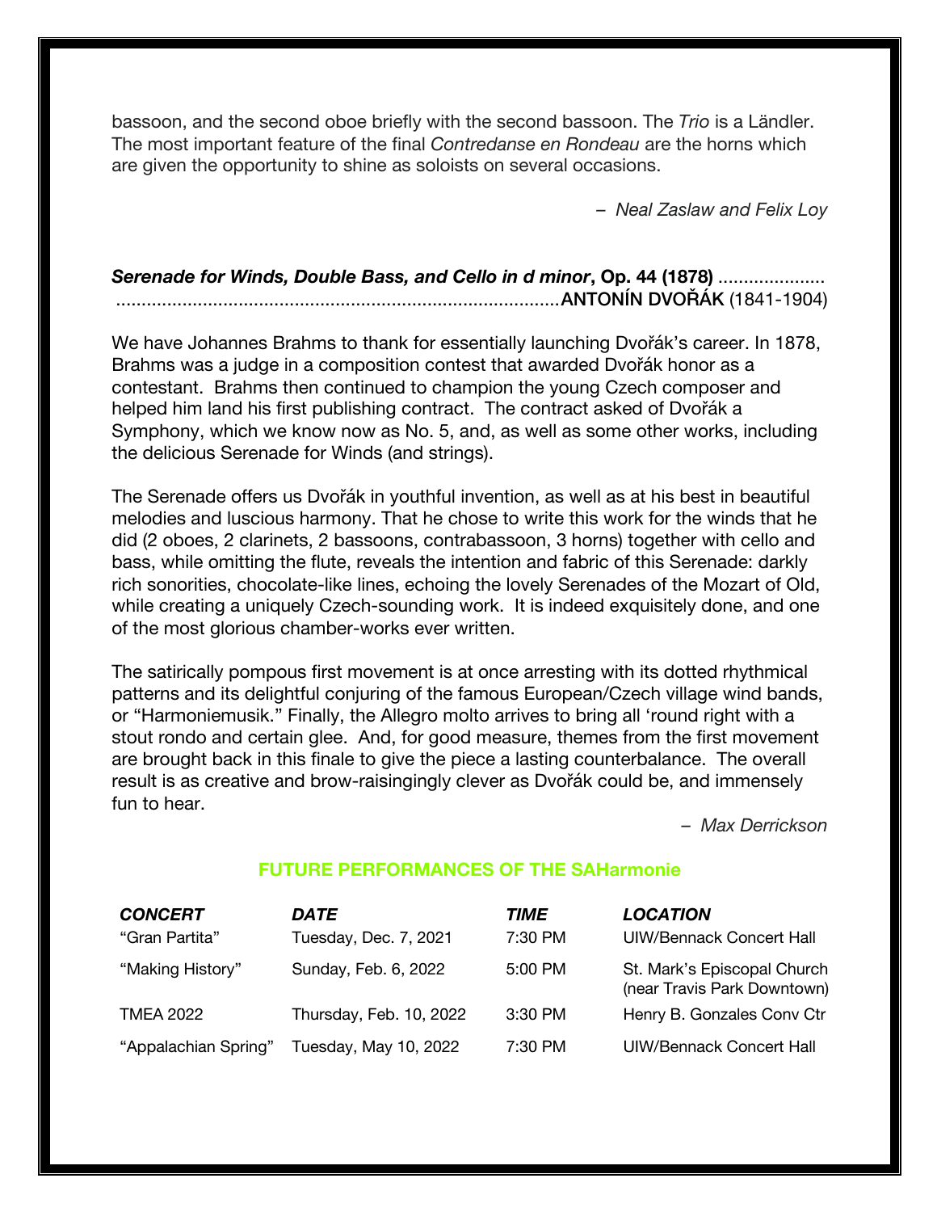bassoon, and the second oboe briefly with the second bassoon. The *Trio* is a Ländler. The most important feature of the final *Contredanse en Rondeau* are the horns which are given the opportunity to shine as soloists on several occasions.

– *Neal Zaslaw and Felix Loy*

***Serenade for Winds, Double Bass, and Cello in d minor*, Op. 44 (1878)** ........................................................................................................ **ANTONÍN DVOŘÁK** (1841-1904)

We have Johannes Brahms to thank for essentially launching Dvořák's career. In 1878, Brahms was a judge in a composition contest that awarded Dvořák honor as a contestant. Brahms then continued to champion the young Czech composer and helped him land his first publishing contract. The contract asked of Dvořák a Symphony, which we know now as No. 5, and, as well as some other works, including the delicious Serenade for Winds (and strings).

The Serenade offers us Dvořák in youthful invention, as well as at his best in beautiful melodies and luscious harmony. That he chose to write this work for the winds that he did (2 oboes, 2 clarinets, 2 bassoons, contrabassoon, 3 horns) together with cello and bass, while omitting the flute, reveals the intention and fabric of this Serenade: darkly rich sonorities, chocolate-like lines, echoing the lovely Serenades of the Mozart of Old, while creating a uniquely Czech-sounding work. It is indeed exquisitely done, and one of the most glorious chamber-works ever written.

The satirically pompous first movement is at once arresting with its dotted rhythmical patterns and its delightful conjuring of the famous European/Czech village wind bands, or "Harmoniemusik." Finally, the Allegro molto arrives to bring all 'round right with a stout rondo and certain glee. And, for good measure, themes from the first movement are brought back in this finale to give the piece a lasting counterbalance. The overall result is as creative and brow-raisingingly clever as Dvořák could be, and immensely fun to hear.

– *Max Derrickson*

## FUTURE PERFORMANCES OF THE SAHarmonie

| ***CONCERT*** | ***DATE*** | ***TIME*** | ***LOCATION*** |
|---|---|---|---|
| "Gran Partita" | Tuesday, Dec. 7, 2021 | 7:30 PM | UIW/Bennack Concert Hall |
| "Making History" | Sunday, Feb. 6, 2022 | 5:00 PM | St. Mark's Episcopal Church (near Travis Park Downtown) |
| TMEA 2022 | Thursday, Feb. 10, 2022 | 3:30 PM | Henry B. Gonzales Conv Ctr |
| "Appalachian Spring" | Tuesday, May 10, 2022 | 7:30 PM | UIW/Bennack Concert Hall |